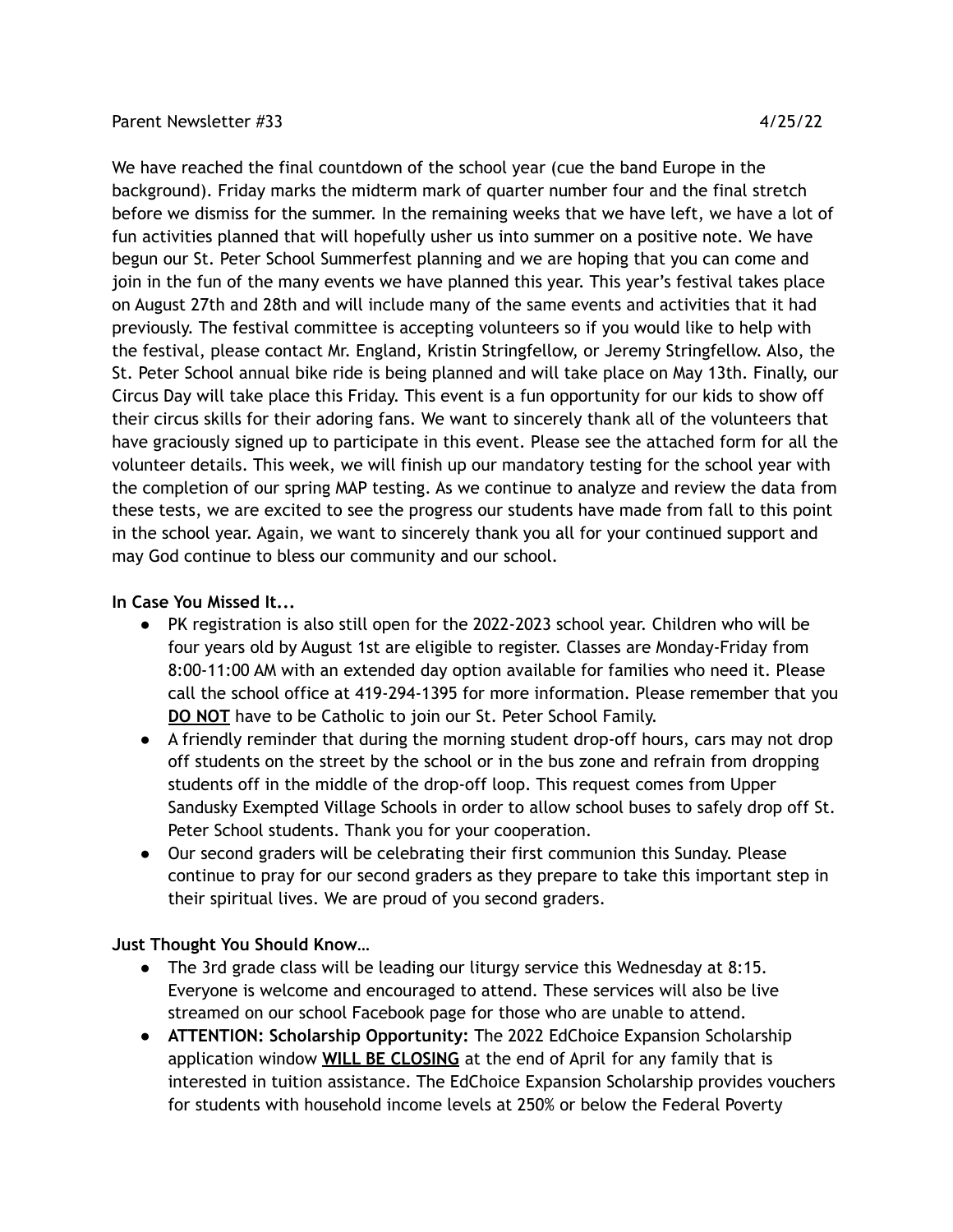Parent Newsletter #33 4/25/22

We have reached the final countdown of the school year (cue the band Europe in the background). Friday marks the midterm mark of quarter number four and the final stretch before we dismiss for the summer. In the remaining weeks that we have left, we have a lot of fun activities planned that will hopefully usher us into summer on a positive note. We have begun our St. Peter School Summerfest planning and we are hoping that you can come and join in the fun of the many events we have planned this year. This year's festival takes place on August 27th and 28th and will include many of the same events and activities that it had previously. The festival committee is accepting volunteers so if you would like to help with the festival, please contact Mr. England, Kristin Stringfellow, or Jeremy Stringfellow. Also, the St. Peter School annual bike ride is being planned and will take place on May 13th. Finally, our Circus Day will take place this Friday. This event is a fun opportunity for our kids to show off their circus skills for their adoring fans. We want to sincerely thank all of the volunteers that have graciously signed up to participate in this event. Please see the attached form for all the volunteer details. This week, we will finish up our mandatory testing for the school year with the completion of our spring MAP testing. As we continue to analyze and review the data from these tests, we are excited to see the progress our students have made from fall to this point in the school year. Again, we want to sincerely thank you all for your continued support and may God continue to bless our community and our school.

**In Case You Missed It...**

- PK registration is also still open for the 2022-2023 school year. Children who will be four years old by August 1st are eligible to register. Classes are Monday-Friday from 8:00-11:00 AM with an extended day option available for families who need it. Please call the school office at 419-294-1395 for more information. Please remember that you <u>**DO NOT**</u> have to be Catholic to join our St. Peter School Family.
- A friendly reminder that during the morning student drop-off hours, cars may not drop off students on the street by the school or in the bus zone and refrain from dropping students off in the middle of the drop-off loop. This request comes from Upper Sandusky Exempted Village Schools in order to allow school buses to safely drop off St. Peter School students. Thank you for your cooperation.
- Our second graders will be celebrating their first communion this Sunday. Please continue to pray for our second graders as they prepare to take this important step in their spiritual lives. We are proud of you second graders.

**Just Thought You Should Know…**

- The 3rd grade class will be leading our liturgy service this Wednesday at 8:15. Everyone is welcome and encouraged to attend. These services will also be live streamed on our school Facebook page for those who are unable to attend.
- **ATTENTION: Scholarship Opportunity:** The 2022 EdChoice Expansion Scholarship application window <u>**WILL BE CLOSING**</u> at the end of April for any family that is interested in tuition assistance. The EdChoice Expansion Scholarship provides vouchers for students with household income levels at 250% or below the Federal Poverty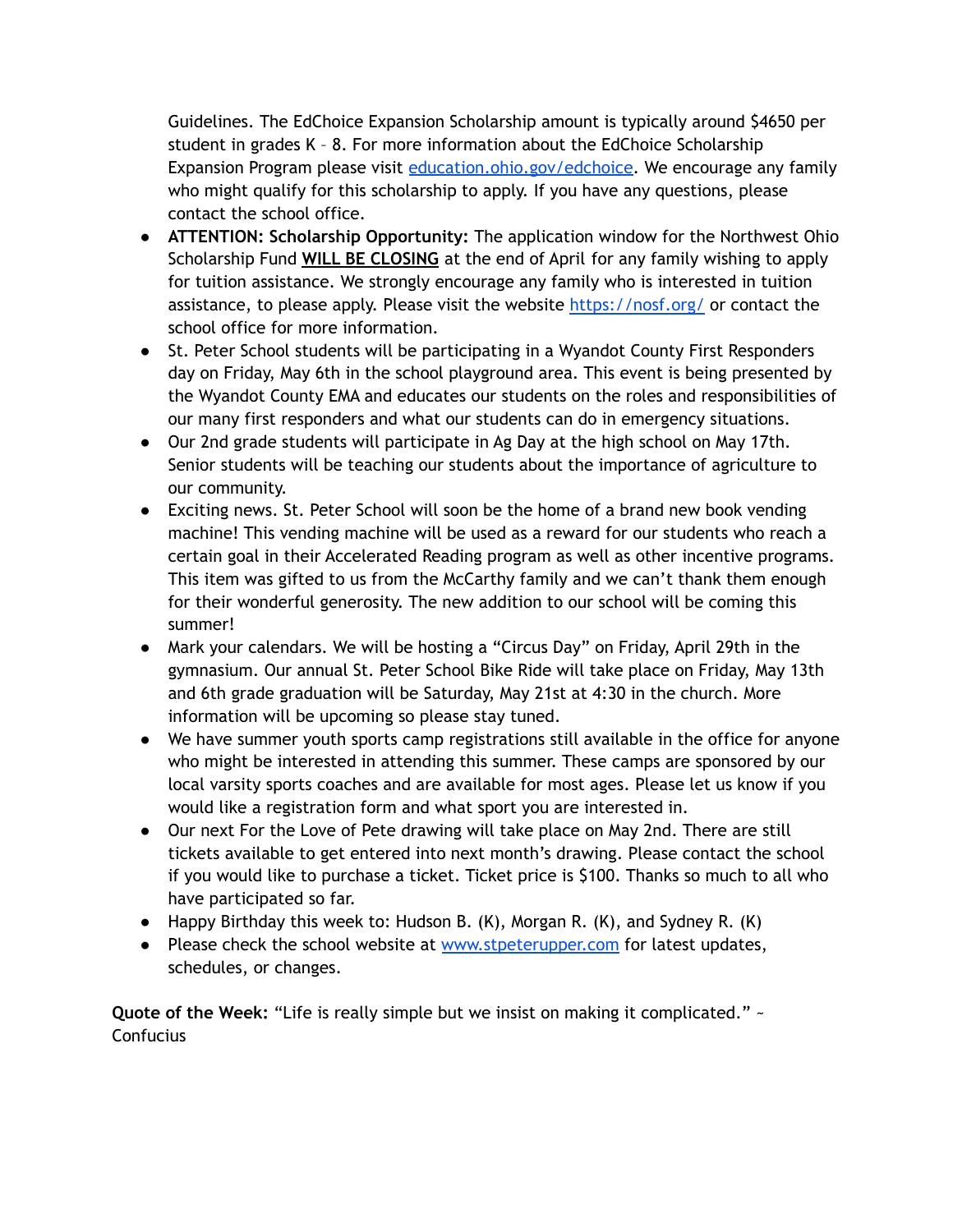Guidelines. The EdChoice Expansion Scholarship amount is typically around $4650 per student in grades K – 8. For more information about the EdChoice Scholarship Expansion Program please visit [education.ohio.gov/edchoice](education.ohio.gov/edchoice). We encourage any family who might qualify for this scholarship to apply. If you have any questions, please contact the school office.

- **ATTENTION: Scholarship Opportunity:** The application window for the Northwest Ohio Scholarship Fund **WILL BE CLOSING** at the end of April for any family wishing to apply for tuition assistance. We strongly encourage any family who is interested in tuition assistance, to please apply. Please visit the website [https://nosf.org/](https://nosf.org/) or contact the school office for more information.
- St. Peter School students will be participating in a Wyandot County First Responders day on Friday, May 6th in the school playground area. This event is being presented by the Wyandot County EMA and educates our students on the roles and responsibilities of our many first responders and what our students can do in emergency situations.
- Our 2nd grade students will participate in Ag Day at the high school on May 17th. Senior students will be teaching our students about the importance of agriculture to our community.
- Exciting news. St. Peter School will soon be the home of a brand new book vending machine! This vending machine will be used as a reward for our students who reach a certain goal in their Accelerated Reading program as well as other incentive programs. This item was gifted to us from the McCarthy family and we can't thank them enough for their wonderful generosity. The new addition to our school will be coming this summer!
- Mark your calendars. We will be hosting a "Circus Day" on Friday, April 29th in the gymnasium. Our annual St. Peter School Bike Ride will take place on Friday, May 13th and 6th grade graduation will be Saturday, May 21st at 4:30 in the church. More information will be upcoming so please stay tuned.
- We have summer youth sports camp registrations still available in the office for anyone who might be interested in attending this summer. These camps are sponsored by our local varsity sports coaches and are available for most ages. Please let us know if you would like a registration form and what sport you are interested in.
- Our next For the Love of Pete drawing will take place on May 2nd. There are still tickets available to get entered into next month's drawing. Please contact the school if you would like to purchase a ticket. Ticket price is $100. Thanks so much to all who have participated so far.
- Happy Birthday this week to: Hudson B. (K), Morgan R. (K), and Sydney R. (K)
- Please check the school website at [www.stpeterupper.com](www.stpeterupper.com) for latest updates, schedules, or changes.

**Quote of the Week:** "Life is really simple but we insist on making it complicated." ~ Confucius